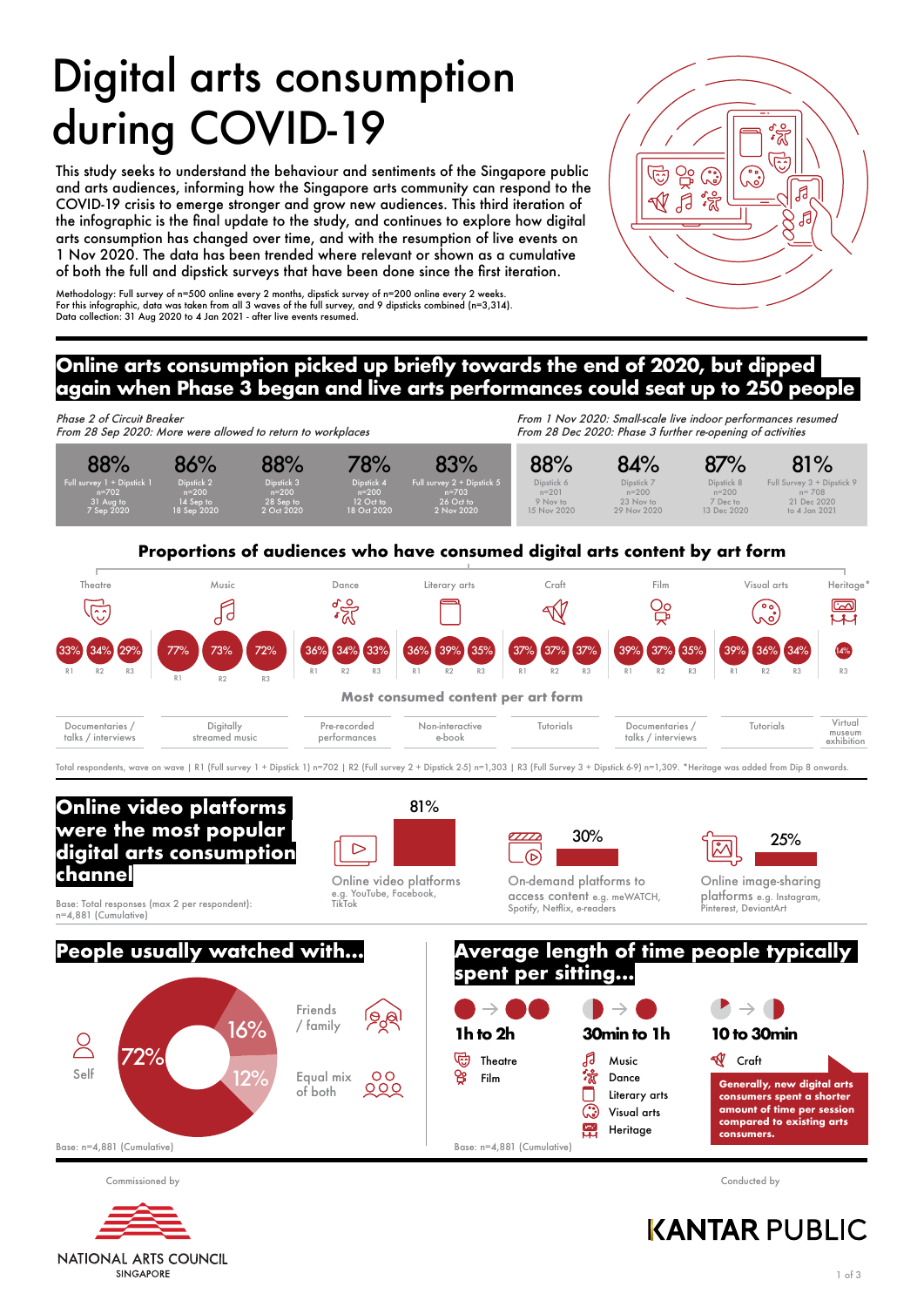# Digital arts consumption during COVID-19

This study seeks to understand the behaviour and sentiments of the Singapore public and arts audiences, informing how the Singapore arts community can respond to the COVID-19 crisis to emerge stronger and grow new audiences. This third iteration of the infographic is the final update to the study, and continues to explore how digital arts consumption has changed over time, and with the resumption of live events on 1 Nov 2020. The data has been trended where relevant or shown as a cumulative of both the full and dipstick surveys that have been done since the first iteration.

Methodology: Full survey of n=500 online every 2 months, dipstick survey of n=200 online every 2 weeks.
For this infographic, data was taken from all 3 waves of the full survey, and 9 dipsticks combined (n=3,314).
Data collection: 31 Aug 2020 to 4 Jan 2021 - after live events resumed.

## Online arts consumption picked up briefly towards the end of 2020, but dipped again when Phase 3 began and live arts performances could seat up to 250 people

*Phase 2 of Circuit Breaker*
*From 28 Sep 2020: More were allowed to return to workplaces*

*From 1 Nov 2020: Small-scale live indoor performances resumed*
*From 28 Dec 2020: Phase 3 further re-opening of activities*

| % | Survey | n | Period |
|---|---|---|---|
| 88% | Full survey 1 + Dipstick 1 | n=702 | 31 Aug to 7 Sep 2020 |
| 86% | Dipstick 2 | n=200 | 14 Sep to 18 Sep 2020 |
| 88% | Dipstick 3 | n=200 | 28 Sep to 2 Oct 2020 |
| 78% | Dipstick 4 | n=200 | 12 Oct to 18 Oct 2020 |
| 83% | Full survey 2 + Dipstick 5 | n=703 | 26 Oct to 2 Nov 2020 |
| 88% | Dipstick 6 | n=201 | 9 Nov to 15 Nov 2020 |
| 84% | Dipstick 7 | n=200 | 23 Nov to 29 Nov 2020 |
| 87% | Dipstick 8 | n=200 | 7 Dec to 13 Dec 2020 |
| 81% | Full Survey 3 + Dipstick 9 | n= 708 | 21 Dec 2020 to 4 Jan 2021 |

### Proportions of audiences who have consumed digital arts content by art form

| Art form | R1 | R2 | R3 | Most consumed content per art form |
|---|---|---|---|---|
| Theatre | 33% | 34% | 29% | Documentaries / talks / interviews |
| Music | 77% | 73% | 72% | Digitally streamed music |
| Dance | 36% | 34% | 33% | Pre-recorded performances |
| Literary arts | 36% | 39% | 35% | Non-interactive e-book |
| Craft | 37% | 37% | 37% | Tutorials |
| Film | 39% | 37% | 35% | Documentaries / talks / interviews |
| Visual arts | 39% | 36% | 34% | Tutorials |
| Heritage* | | | 14% | Virtual museum exhibition |

Total respondents, wave on wave | R1 (Full survey 1 + Dipstick 1) n=702 | R2 (Full survey 2 + Dipstick 2-5) n=1,303 | R3 (Full Survey 3 + Dipstick 6-9) n=1,309. *Heritage was added from Dip 8 onwards.

## Online video platforms were the most popular digital arts consumption channel

Base: Total responses (max 2 per respondent): n=4,881 (Cumulative)

- **81%** Online video platforms e.g. YouTube, Facebook, TikTok
- **30%** On-demand platforms to access content e.g. meWATCH, Spotify, Netflix, e-readers
- **25%** Online image-sharing platforms e.g. Instagram, Pinterest, DeviantArt

## People usually watched with...

- Self: 72%
- Friends / family: 16%
- Equal mix of both: 12%

Base: n=4,881 (Cumulative)

## Average length of time people typically spent per sitting...

**1h to 2h**
- Theatre
- Film

**30min to 1h**
- Music
- Dance
- Literary arts
- Visual arts
- Heritage

**10 to 30min**
- Craft

**Generally, new digital arts consumers spent a shorter amount of time per session compared to existing arts consumers.**

Base: n=4,881 (Cumulative)

Commissioned by NATIONAL ARTS COUNCIL SINGAPORE

Conducted by KANTAR PUBLIC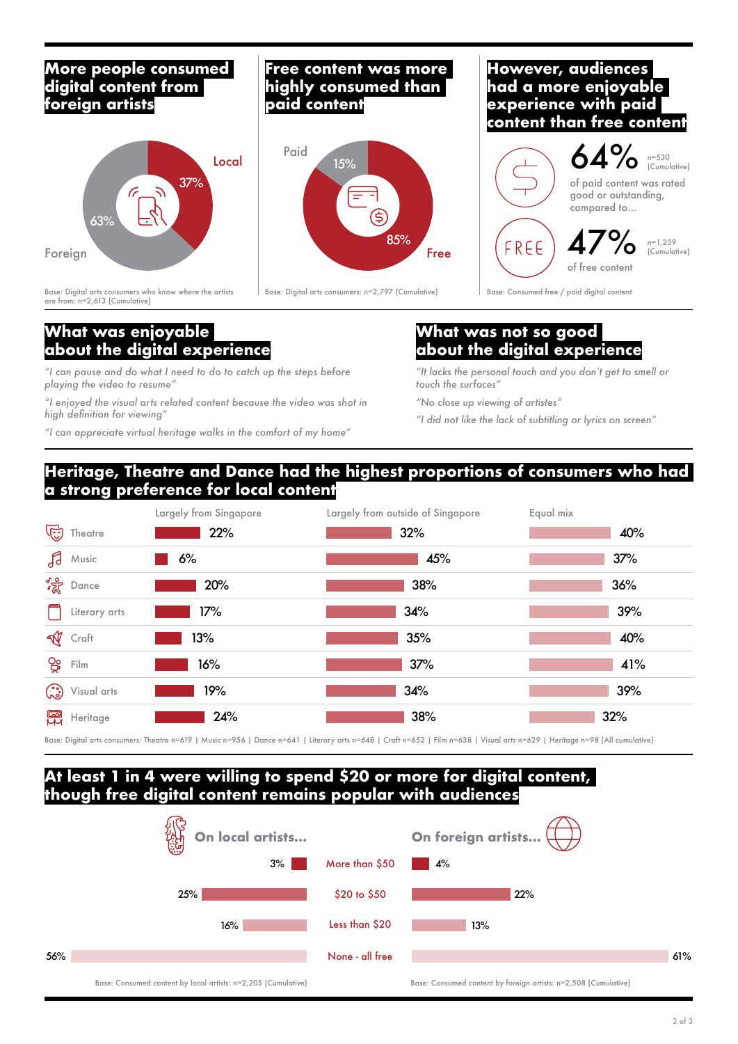## More people consumed digital content from foreign artists

- Local: 37%
- Foreign: 63%

Base: Digital arts consumers who know where the artists are from: n=2,613 (Cumulative)

## Free content was more highly consumed than paid content

- Paid: 15%
- Free: 85%

Base: Digital arts consumers: n=2,797 (Cumulative)

## However, audiences had a more enjoyable experience with paid content than free content

**64%** n=530 (Cumulative)
of paid content was rated good or outstanding, compared to…

**47%** n=1,259 (Cumulative)
of free content

Base: Consumed free / paid digital content

## What was enjoyable about the digital experience

*"I can pause and do what I need to do to catch up the steps before playing the video to resume"*

*"I enjoyed the visual arts related content because the video was shot in high definition for viewing"*

*"I can appreciate virtual heritage walks in the comfort of my home"*

## What was not so good about the digital experience

*"It lacks the personal touch and you don't get to smell or touch the surfaces"*

*"No close up viewing of artistes"*

*"I did not like the lack of subtitling or lyrics on screen"*

## Heritage, Theatre and Dance had the highest proportions of consumers who had a strong preference for local content

| | Largely from Singapore | Largely from outside of Singapore | Equal mix |
|---|---|---|---|
| Theatre | 22% | 32% | 40% |
| Music | 6% | 45% | 37% |
| Dance | 20% | 38% | 36% |
| Literary arts | 17% | 34% | 39% |
| Craft | 13% | 35% | 40% |
| Film | 16% | 37% | 41% |
| Visual arts | 19% | 34% | 39% |
| Heritage | 24% | 38% | 32% |

Base: Digital arts consumers: Theatre n=619 | Music n=956 | Dance n=641 | Literary arts n=648 | Craft n=652 | Film n=638 | Visual arts n=629 | Heritage n=98 (All cumulative)

## At least 1 in 4 were willing to spend $20 or more for digital content, though free digital content remains popular with audiences

| | On local artists… | On foreign artists… |
|---|---|---|
| More than $50 | 3% | 4% |
| $20 to $50 | 25% | 22% |
| Less than $20 | 16% | 13% |
| None - all free | 56% | 61% |

Base: Consumed content by local artists: n=2,205 (Cumulative)

Base: Consumed content by foreign artists: n=2,508 (Cumulative)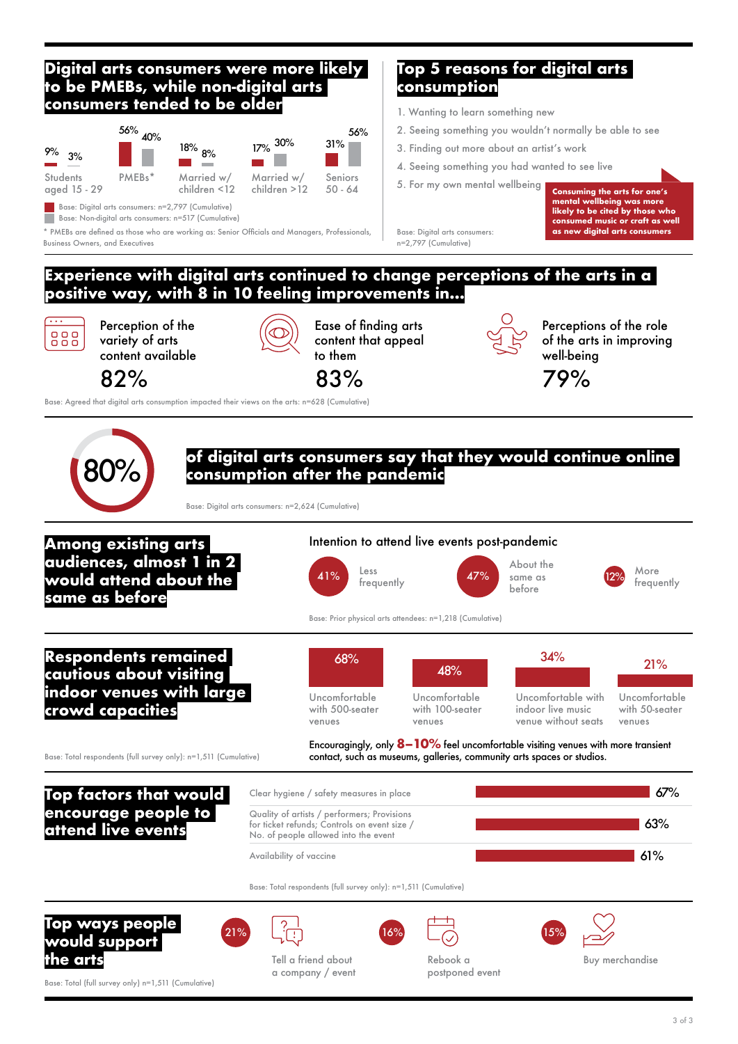## Digital arts consumers were more likely to be PMEBs, while non-digital arts consumers tended to be older

9% 3%
Students aged 15 - 29

56% 40%
PMEBs*

18% 8%
Married w/ children <12

17% 30%
Married w/ children >12

31% 56%
Seniors 50 - 64

Base: Digital arts consumers: n=2,797 (Cumulative)
Base: Non-digital arts consumers: n=517 (Cumulative)

* PMEBs are defined as those who are working as: Senior Officials and Managers, Professionals, Business Owners, and Executives

## Top 5 reasons for digital arts consumption

1. Wanting to learn something new
2. Seeing something you wouldn't normally be able to see
3. Finding out more about an artist's work
4. Seeing something you had wanted to see live
5. For my own mental wellbeing

**Consuming the arts for one's mental wellbeing was more likely to be cited by those who consumed music or craft as well as new digital arts consumers**

Base: Digital arts consumers: n=2,797 (Cumulative)

## Experience with digital arts continued to change perceptions of the arts in a positive way, with 8 in 10 feeling improvements in...

Perception of the variety of arts content available
82%

Ease of finding arts content that appeal to them
83%

Perceptions of the role of the arts in improving well-being
79%

Base: Agreed that digital arts consumption impacted their views on the arts: n=628 (Cumulative)

## 80% of digital arts consumers say that they would continue online consumption after the pandemic

Base: Digital arts consumers: n=2,624 (Cumulative)

## Among existing arts audiences, almost 1 in 2 would attend about the same as before

Intention to attend live events post-pandemic

41% Less frequently

47% About the same as before

12% More frequently

Base: Prior physical arts attendees: n=1,218 (Cumulative)

## Respondents remained cautious about visiting indoor venues with large crowd capacities

68%
Uncomfortable with 500-seater venues

48%
Uncomfortable with 100-seater venues

34%
Uncomfortable with indoor live music venue without seats

21%
Uncomfortable with 50-seater venues

Encouragingly, only **8–10%** feel uncomfortable visiting venues with more transient contact, such as museums, galleries, community arts spaces or studios.

Base: Total respondents (full survey only): n=1,511 (Cumulative)

## Top factors that would encourage people to attend live events

Clear hygiene / safety measures in place 67%

Quality of artists / performers; Provisions for ticket refunds; Controls on event size / No. of people allowed into the event 63%

Availability of vaccine 61%

Base: Total respondents (full survey only): n=1,511 (Cumulative)

## Top ways people would support the arts

21% Tell a friend about a company / event

16% Rebook a postponed event

15% Buy merchandise

Base: Total (full survey only) n=1,511 (Cumulative)